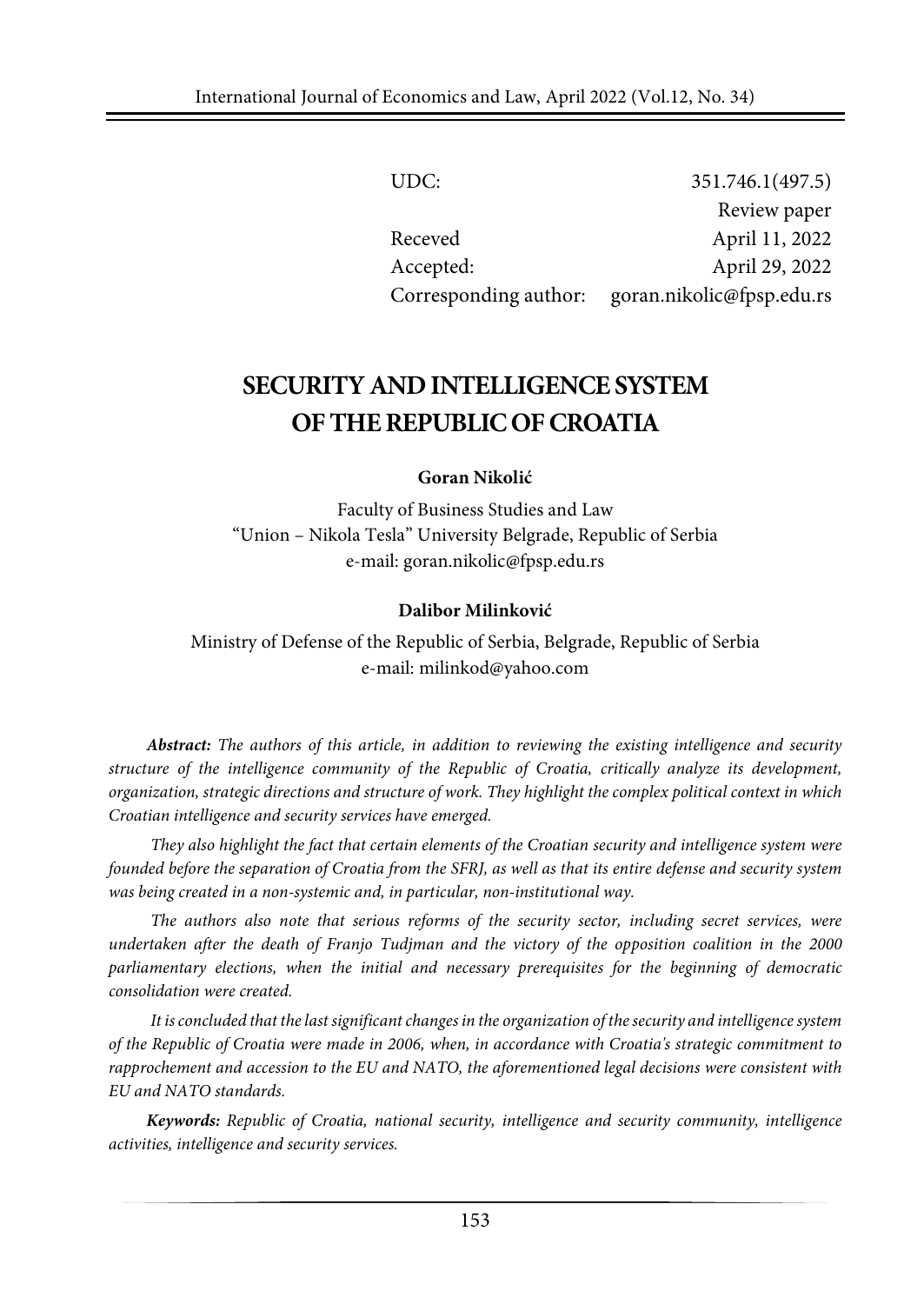| | |
|---|---|
| UDC: | 351.746.1(497.5) |
| | Review paper |
| Receved | April 11, 2022 |
| Accepted: | April 29, 2022 |
| Corresponding author: | goran.nikolic@fpsp.edu.rs |

# SECURITY AND INTELLIGENCE SYSTEM OF THE REPUBLIC OF CROATIA

**Goran Nikolić**

Faculty of Business Studies and Law
"Union – Nikola Tesla" University Belgrade, Republic of Serbia
e-mail: goran.nikolic@fpsp.edu.rs

**Dalibor Milinković**

Ministry of Defense of the Republic of Serbia, Belgrade, Republic of Serbia
e-mail: milinkod@yahoo.com

***Abstract:*** *The authors of this article, in addition to reviewing the existing intelligence and security structure of the intelligence community of the Republic of Croatia, critically analyze its development, organization, strategic directions and structure of work. They highlight the complex political context in which Croatian intelligence and security services have emerged.*

*They also highlight the fact that certain elements of the Croatian security and intelligence system were founded before the separation of Croatia from the SFRJ, as well as that its entire defense and security system was being created in a non-systemic and, in particular, non-institutional way.*

*The authors also note that serious reforms of the security sector, including secret services, were undertaken after the death of Franjo Tudjman and the victory of the opposition coalition in the 2000 parliamentary elections, when the initial and necessary prerequisites for the beginning of democratic consolidation were created.*

*It is concluded that the last significant changes in the organization of the security and intelligence system of the Republic of Croatia were made in 2006, when, in accordance with Croatia's strategic commitment to rapprochement and accession to the EU and NATO, the aforementioned legal decisions were consistent with EU and NATO standards.*

***Keywords:*** *Republic of Croatia, national security, intelligence and security community, intelligence activities, intelligence and security services.*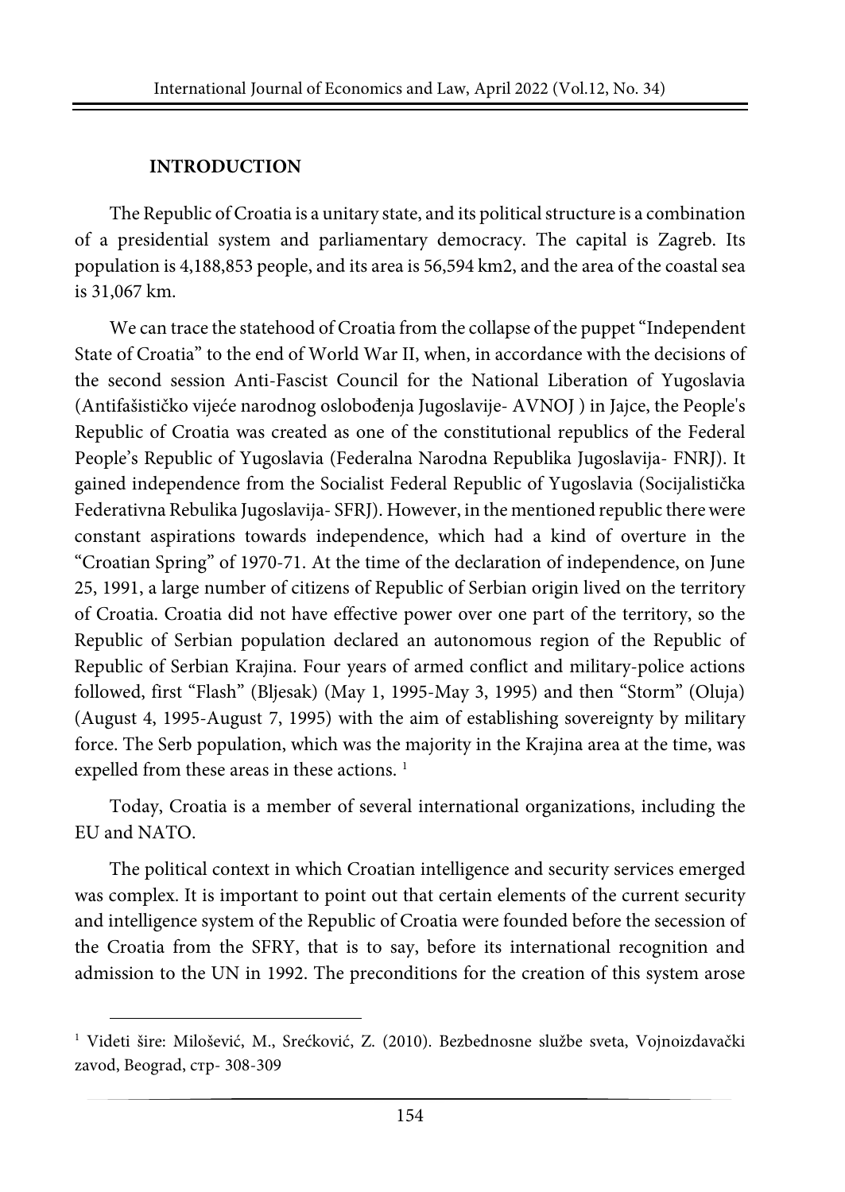## INTRODUCTION

The Republic of Croatia is a unitary state, and its political structure is a combination of a presidential system and parliamentary democracy. The capital is Zagreb. Its population is 4,188,853 people, and its area is 56,594 km2, and the area of the coastal sea is 31,067 km.

We can trace the statehood of Croatia from the collapse of the puppet "Independent State of Croatia" to the end of World War II, when, in accordance with the decisions of the second session Anti-Fascist Council for the National Liberation of Yugoslavia (Antifašističko vijeće narodnog oslobođenja Jugoslavije- AVNOJ ) in Jajce, the People's Republic of Croatia was created as one of the constitutional republics of the Federal People's Republic of Yugoslavia (Federalna Narodna Republika Jugoslavija- FNRJ). It gained independence from the Socialist Federal Republic of Yugoslavia (Socijalistička Federativna Rebulika Jugoslavija- SFRJ). However, in the mentioned republic there were constant aspirations towards independence, which had a kind of overture in the "Croatian Spring" of 1970-71. At the time of the declaration of independence, on June 25, 1991, a large number of citizens of Republic of Serbian origin lived on the territory of Croatia. Croatia did not have effective power over one part of the territory, so the Republic of Serbian population declared an autonomous region of the Republic of Republic of Serbian Krajina. Four years of armed conflict and military-police actions followed, first "Flash" (Bljesak) (May 1, 1995-May 3, 1995) and then "Storm" (Oluja) (August 4, 1995-August 7, 1995) with the aim of establishing sovereignty by military force. The Serb population, which was the majority in the Krajina area at the time, was expelled from these areas in these actions. [1]

Today, Croatia is a member of several international organizations, including the EU and NATO.

The political context in which Croatian intelligence and security services emerged was complex. It is important to point out that certain elements of the current security and intelligence system of the Republic of Croatia were founded before the secession of the Croatia from the SFRY, that is to say, before its international recognition and admission to the UN in 1992. The preconditions for the creation of this system arose

---

[1] Videti šire: Milošević, M., Srećković, Z. (2010). Bezbednosne službe sveta, Vojnoizdavački zavod, Beograd, стр- 308-309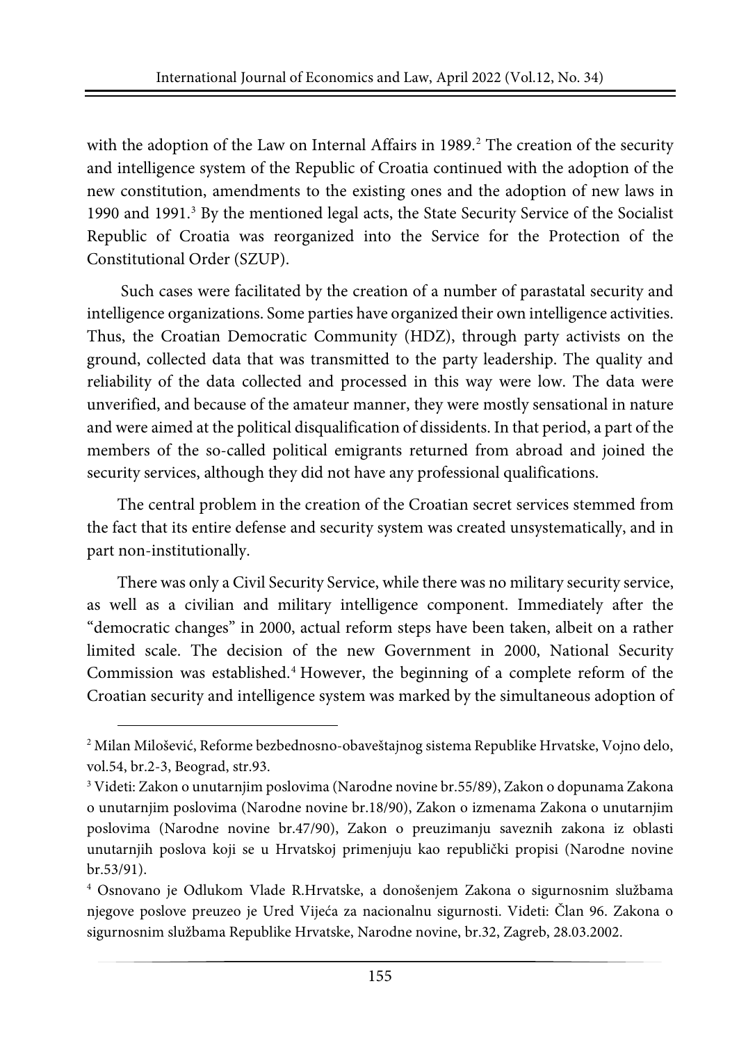with the adoption of the Law on Internal Affairs in 1989.[2] The creation of the security and intelligence system of the Republic of Croatia continued with the adoption of the new constitution, amendments to the existing ones and the adoption of new laws in 1990 and 1991.[3] By the mentioned legal acts, the State Security Service of the Socialist Republic of Croatia was reorganized into the Service for the Protection of the Constitutional Order (SZUP).

Such cases were facilitated by the creation of a number of parastatal security and intelligence organizations. Some parties have organized their own intelligence activities. Thus, the Croatian Democratic Community (HDZ), through party activists on the ground, collected data that was transmitted to the party leadership. The quality and reliability of the data collected and processed in this way were low. The data were unverified, and because of the amateur manner, they were mostly sensational in nature and were aimed at the political disqualification of dissidents. In that period, a part of the members of the so-called political emigrants returned from abroad and joined the security services, although they did not have any professional qualifications.

The central problem in the creation of the Croatian secret services stemmed from the fact that its entire defense and security system was created unsystematically, and in part non-institutionally.

There was only a Civil Security Service, while there was no military security service, as well as a civilian and military intelligence component. Immediately after the "democratic changes" in 2000, actual reform steps have been taken, albeit on a rather limited scale. The decision of the new Government in 2000, National Security Commission was established.[4] However, the beginning of a complete reform of the Croatian security and intelligence system was marked by the simultaneous adoption of

---

[2] Milan Milošević, Reforme bezbednosno-obaveštajnog sistema Republike Hrvatske, Vojno delo, vol.54, br.2-3, Beograd, str.93.

[3] Videti: Zakon o unutarnjim poslovima (Narodne novine br.55/89), Zakon o dopunama Zakona o unutarnjim poslovima (Narodne novine br.18/90), Zakon o izmenama Zakona o unutarnjim poslovima (Narodne novine br.47/90), Zakon o preuzimanju saveznih zakona iz oblasti unutarnjih poslova koji se u Hrvatskoj primenjuju kao republički propisi (Narodne novine br.53/91).

[4] Osnovano je Odlukom Vlade R.Hrvatske, a donošenjem Zakona o sigurnosnim službama njegove poslove preuzeo je Ured Vijeća za nacionalnu sigurnosti. Videti: Član 96. Zakona o sigurnosnim službama Republike Hrvatske, Narodne novine, br.32, Zagreb, 28.03.2002.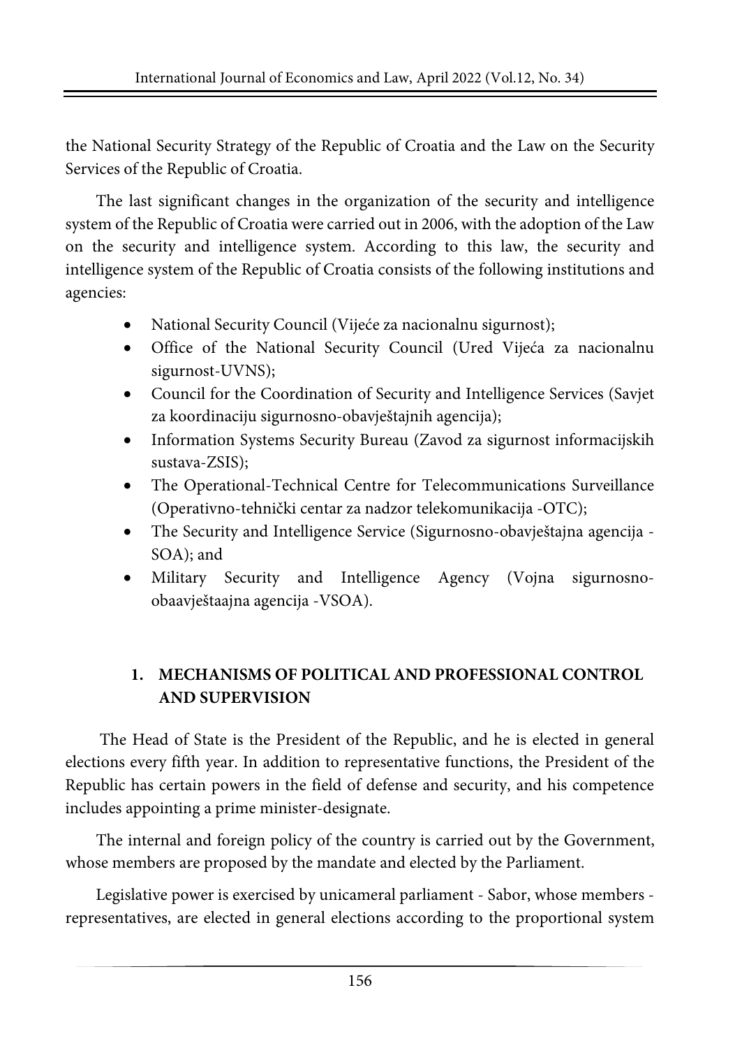the National Security Strategy of the Republic of Croatia and the Law on the Security Services of the Republic of Croatia.

The last significant changes in the organization of the security and intelligence system of the Republic of Croatia were carried out in 2006, with the adoption of the Law on the security and intelligence system. According to this law, the security and intelligence system of the Republic of Croatia consists of the following institutions and agencies:

- National Security Council (Vijeće za nacionalnu sigurnost);
- Office of the National Security Council (Ured Vijeća za nacionalnu sigurnost-UVNS);
- Council for the Coordination of Security and Intelligence Services (Savjet za koordinaciju sigurnosno-obavještajnih agencija);
- Information Systems Security Bureau (Zavod za sigurnost informacijskih sustava-ZSIS);
- The Operational-Technical Centre for Telecommunications Surveillance (Operativno-tehnički centar za nadzor telekomunikacija -OTC);
- The Security and Intelligence Service (Sigurnosno-obavještajna agencija - SOA); and
- Military Security and Intelligence Agency (Vojna sigurnosno-obaavještaajna agencija -VSOA).

## 1. MECHANISMS OF POLITICAL AND PROFESSIONAL CONTROL AND SUPERVISION

The Head of State is the President of the Republic, and he is elected in general elections every fifth year. In addition to representative functions, the President of the Republic has certain powers in the field of defense and security, and his competence includes appointing a prime minister-designate.

The internal and foreign policy of the country is carried out by the Government, whose members are proposed by the mandate and elected by the Parliament.

Legislative power is exercised by unicameral parliament - Sabor, whose members - representatives, are elected in general elections according to the proportional system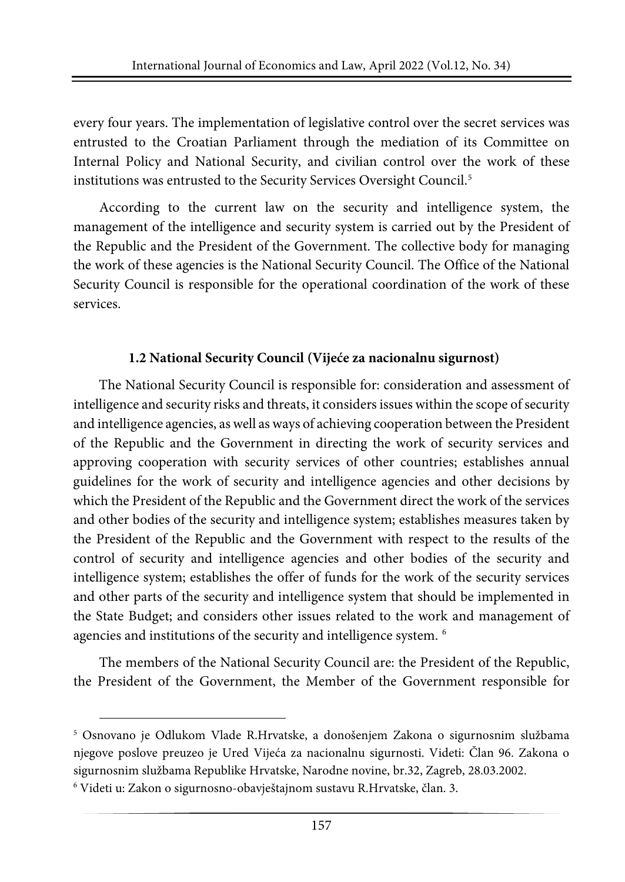every four years. The implementation of legislative control over the secret services was entrusted to the Croatian Parliament through the mediation of its Committee on Internal Policy and National Security, and civilian control over the work of these institutions was entrusted to the Security Services Oversight Council.[5]

According to the current law on the security and intelligence system, the management of the intelligence and security system is carried out by the President of the Republic and the President of the Government. The collective body for managing the work of these agencies is the National Security Council. The Office of the National Security Council is responsible for the operational coordination of the work of these services.

### 1.2 National Security Council (Vijeće za nacionalnu sigurnost)

The National Security Council is responsible for: consideration and assessment of intelligence and security risks and threats, it considers issues within the scope of security and intelligence agencies, as well as ways of achieving cooperation between the President of the Republic and the Government in directing the work of security services and approving cooperation with security services of other countries; establishes annual guidelines for the work of security and intelligence agencies and other decisions by which the President of the Republic and the Government direct the work of the services and other bodies of the security and intelligence system; establishes measures taken by the President of the Republic and the Government with respect to the results of the control of security and intelligence agencies and other bodies of the security and intelligence system; establishes the offer of funds for the work of the security services and other parts of the security and intelligence system that should be implemented in the State Budget; and considers other issues related to the work and management of agencies and institutions of the security and intelligence system. [6]

The members of the National Security Council are: the President of the Republic, the President of the Government, the Member of the Government responsible for

---

[5] Osnovano je Odlukom Vlade R.Hrvatske, a donošenjem Zakona o sigurnosnim službama njegove poslove preuzeo je Ured Vijeća za nacionalnu sigurnosti. Videti: Član 96. Zakona o sigurnosnim službama Republike Hrvatske, Narodne novine, br.32, Zagreb, 28.03.2002.

[6] Videti u: Zakon o sigurnosno-obavještajnom sustavu R.Hrvatske, član. 3.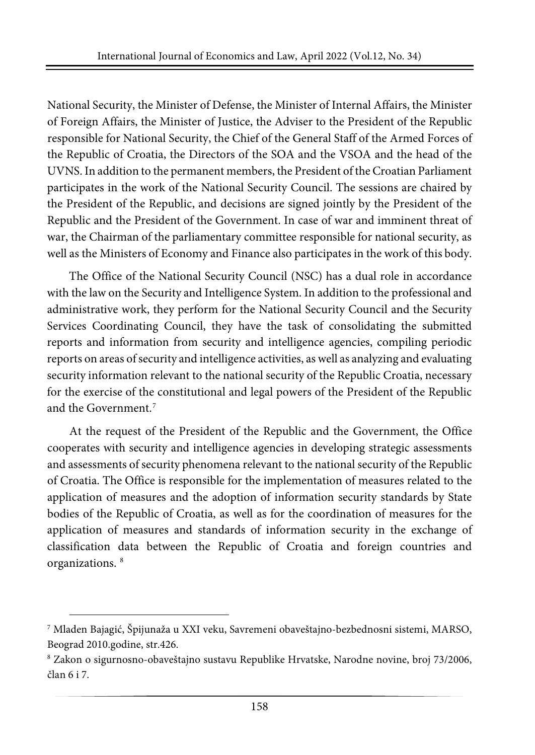National Security, the Minister of Defense, the Minister of Internal Affairs, the Minister of Foreign Affairs, the Minister of Justice, the Adviser to the President of the Republic responsible for National Security, the Chief of the General Staff of the Armed Forces of the Republic of Croatia, the Directors of the SOA and the VSOA and the head of the UVNS. In addition to the permanent members, the President of the Croatian Parliament participates in the work of the National Security Council. The sessions are chaired by the President of the Republic, and decisions are signed jointly by the President of the Republic and the President of the Government. In case of war and imminent threat of war, the Chairman of the parliamentary committee responsible for national security, as well as the Ministers of Economy and Finance also participates in the work of this body.

The Office of the National Security Council (NSC) has a dual role in accordance with the law on the Security and Intelligence System. In addition to the professional and administrative work, they perform for the National Security Council and the Security Services Coordinating Council, they have the task of consolidating the submitted reports and information from security and intelligence agencies, compiling periodic reports on areas of security and intelligence activities, as well as analyzing and evaluating security information relevant to the national security of the Republic Croatia, necessary for the exercise of the constitutional and legal powers of the President of the Republic and the Government.[7]

At the request of the President of the Republic and the Government, the Office cooperates with security and intelligence agencies in developing strategic assessments and assessments of security phenomena relevant to the national security of the Republic of Croatia. The Office is responsible for the implementation of measures related to the application of measures and the adoption of information security standards by State bodies of the Republic of Croatia, as well as for the coordination of measures for the application of measures and standards of information security in the exchange of classification data between the Republic of Croatia and foreign countries and organizations. [8]

---

[7] Mladen Bajagić, Špijunaža u XXI veku, Savremeni obaveštajno-bezbednosni sistemi, MARSO, Beograd 2010.godine, str.426.

[8] Zakon o sigurnosno-obaveštajno sustavu Republike Hrvatske, Narodne novine, broj 73/2006, član 6 i 7.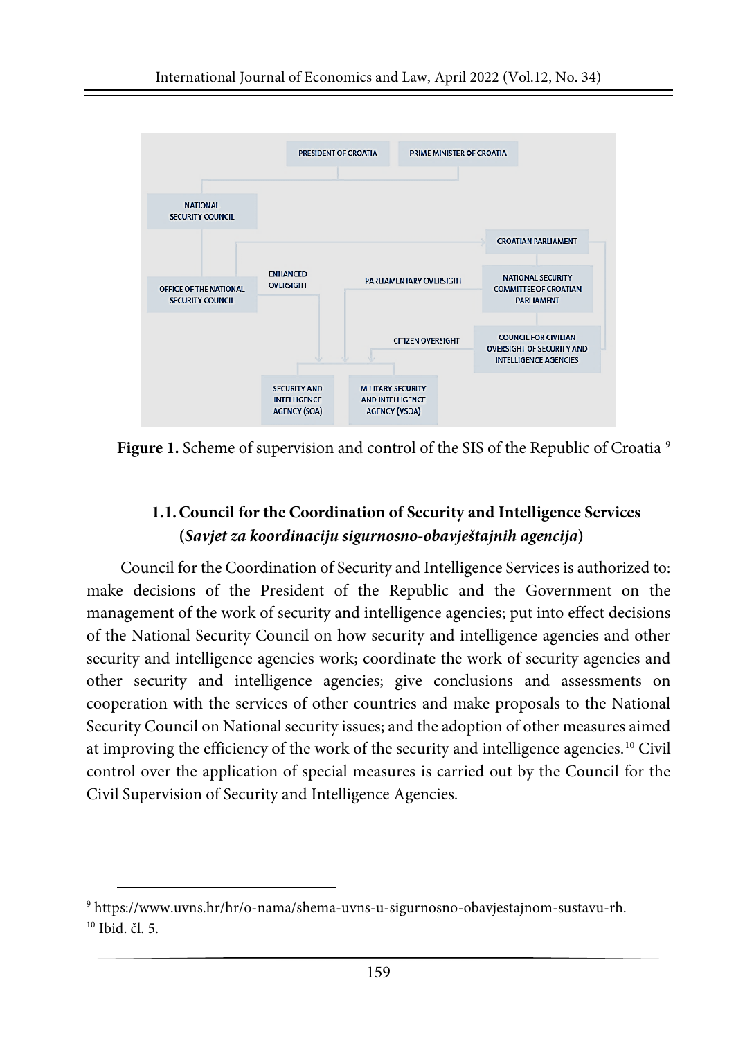**Figure 1.** Scheme of supervision and control of the SIS of the Republic of Croatia [9]

### 1.1. Council for the Coordination of Security and Intelligence Services (*Savjet za koordinaciju sigurnosno-obavještajnih agencija*)

Council for the Coordination of Security and Intelligence Services is authorized to: make decisions of the President of the Republic and the Government on the management of the work of security and intelligence agencies; put into effect decisions of the National Security Council on how security and intelligence agencies and other security and intelligence agencies work; coordinate the work of security agencies and other security and intelligence agencies; give conclusions and assessments on cooperation with the services of other countries and make proposals to the National Security Council on National security issues; and the adoption of other measures aimed at improving the efficiency of the work of the security and intelligence agencies.[10] Civil control over the application of special measures is carried out by the Council for the Civil Supervision of Security and Intelligence Agencies.

---

[9] https://www.uvns.hr/hr/o-nama/shema-uvns-u-sigurnosno-obavjestajnom-sustavu-rh.

[10] Ibid. čl. 5.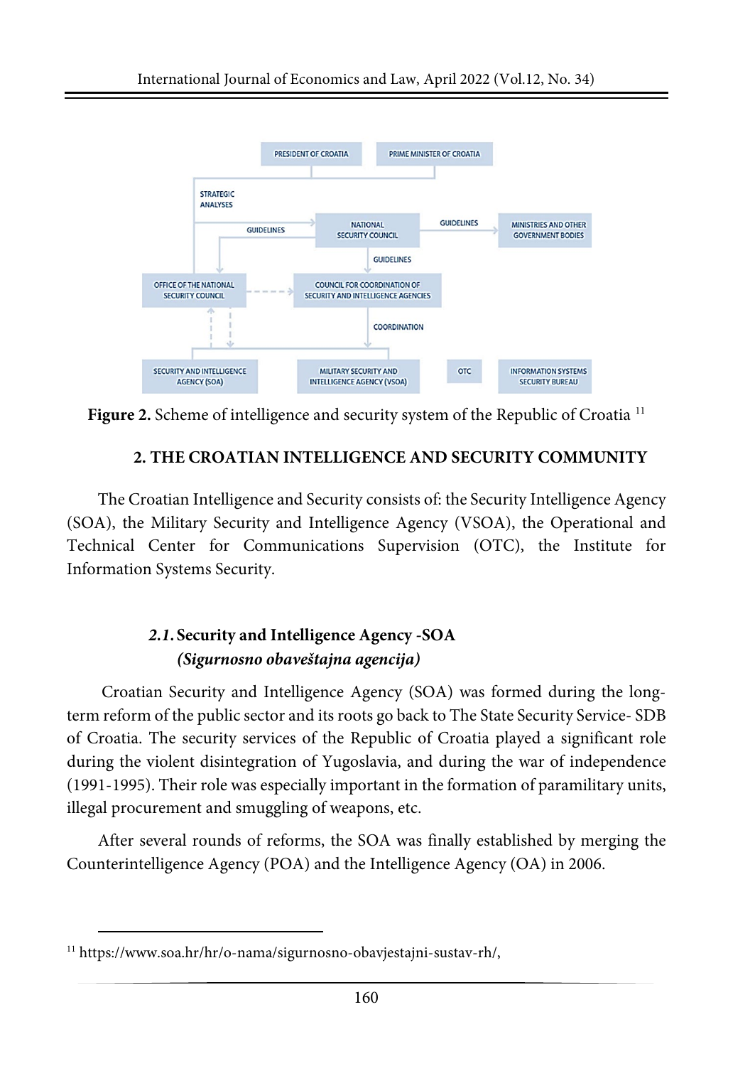**Figure 2.** Scheme of intelligence and security system of the Republic of Croatia [11]

## 2. THE CROATIAN INTELLIGENCE AND SECURITY COMMUNITY

The Croatian Intelligence and Security consists of: the Security Intelligence Agency (SOA), the Military Security and Intelligence Agency (VSOA), the Operational and Technical Center for Communications Supervision (OTC), the Institute for Information Systems Security.

### *2.1.* Security and Intelligence Agency -SOA *(Sigurnosno obaveštajna agencija)*

Croatian Security and Intelligence Agency (SOA) was formed during the long-term reform of the public sector and its roots go back to The State Security Service- SDB of Croatia. The security services of the Republic of Croatia played a significant role during the violent disintegration of Yugoslavia, and during the war of independence (1991-1995). Their role was especially important in the formation of paramilitary units, illegal procurement and smuggling of weapons, etc.

After several rounds of reforms, the SOA was finally established by merging the Counterintelligence Agency (POA) and the Intelligence Agency (OA) in 2006.

[11] https://www.soa.hr/hr/o-nama/sigurnosno-obavjestajni-sustav-rh/,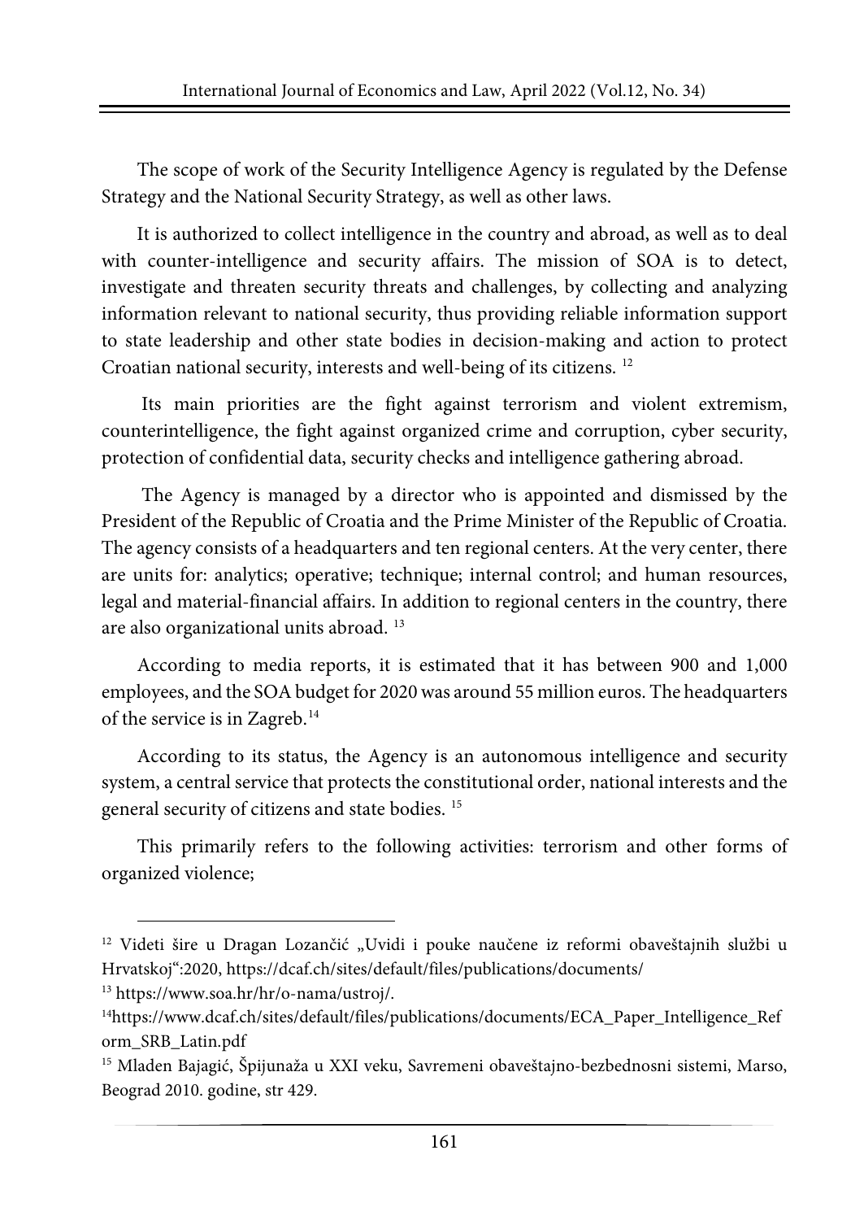The scope of work of the Security Intelligence Agency is regulated by the Defense Strategy and the National Security Strategy, as well as other laws.

It is authorized to collect intelligence in the country and abroad, as well as to deal with counter-intelligence and security affairs. The mission of SOA is to detect, investigate and threaten security threats and challenges, by collecting and analyzing information relevant to national security, thus providing reliable information support to state leadership and other state bodies in decision-making and action to protect Croatian national security, interests and well-being of its citizens. [12]

Its main priorities are the fight against terrorism and violent extremism, counterintelligence, the fight against organized crime and corruption, cyber security, protection of confidential data, security checks and intelligence gathering abroad.

The Agency is managed by a director who is appointed and dismissed by the President of the Republic of Croatia and the Prime Minister of the Republic of Croatia. The agency consists of a headquarters and ten regional centers. At the very center, there are units for: analytics; operative; technique; internal control; and human resources, legal and material-financial affairs. In addition to regional centers in the country, there are also organizational units abroad. [13]

According to media reports, it is estimated that it has between 900 and 1,000 employees, and the SOA budget for 2020 was around 55 million euros. The headquarters of the service is in Zagreb.[14]

According to its status, the Agency is an autonomous intelligence and security system, a central service that protects the constitutional order, national interests and the general security of citizens and state bodies. [15]

This primarily refers to the following activities: terrorism and other forms of organized violence;

---

[12] Videti šire u Dragan Lozančić „Uvidi i pouke naučene iz reformi obaveštajnih službi u Hrvatskoj“:2020, https://dcaf.ch/sites/default/files/publications/documents/

[13] https://www.soa.hr/hr/o-nama/ustroj/.

[14] https://www.dcaf.ch/sites/default/files/publications/documents/ECA_Paper_Intelligence_Reform_SRB_Latin.pdf

[15] Mladen Bajagić, Špijunaža u XXI veku, Savremeni obaveštajno-bezbednosni sistemi, Marso, Beograd 2010. godine, str 429.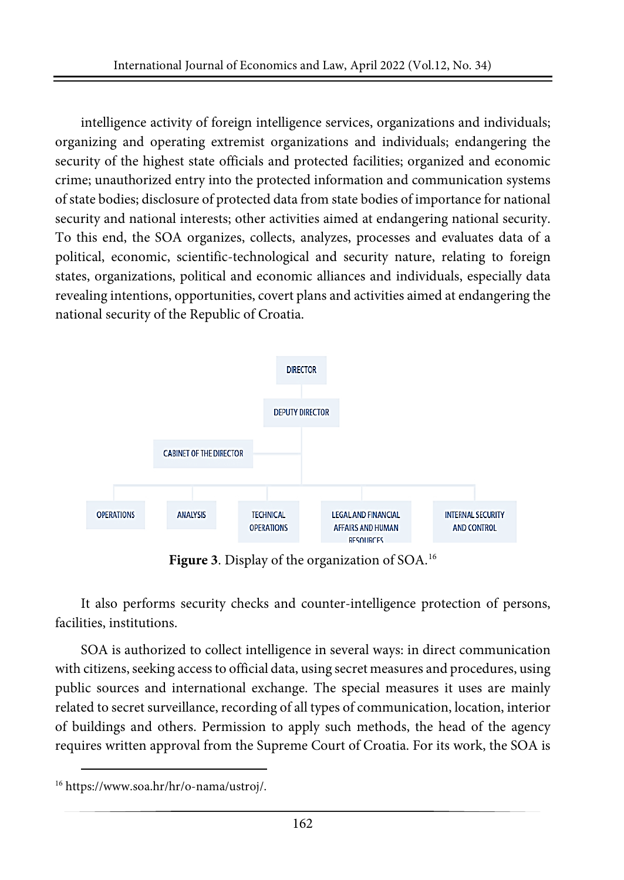intelligence activity of foreign intelligence services, organizations and individuals; organizing and operating extremist organizations and individuals; endangering the security of the highest state officials and protected facilities; organized and economic crime; unauthorized entry into the protected information and communication systems of state bodies; disclosure of protected data from state bodies of importance for national security and national interests; other activities aimed at endangering national security. To this end, the SOA organizes, collects, analyzes, processes and evaluates data of a political, economic, scientific-technological and security nature, relating to foreign states, organizations, political and economic alliances and individuals, especially data revealing intentions, opportunities, covert plans and activities aimed at endangering the national security of the Republic of Croatia.

DIRECTOR

DEPUTY DIRECTOR

CABINET OF THE DIRECTOR

OPERATIONS | ANALYSIS | TECHNICAL OPERATIONS | LEGAL AND FINANCIAL AFFAIRS AND HUMAN RESOURCES | INTERNAL SECURITY AND CONTROL

**Figure 3**. Display of the organization of SOA.[16]

It also performs security checks and counter-intelligence protection of persons, facilities, institutions.

SOA is authorized to collect intelligence in several ways: in direct communication with citizens, seeking access to official data, using secret measures and procedures, using public sources and international exchange. The special measures it uses are mainly related to secret surveillance, recording of all types of communication, location, interior of buildings and others. Permission to apply such methods, the head of the agency requires written approval from the Supreme Court of Croatia. For its work, the SOA is

[16] https://www.soa.hr/hr/o-nama/ustroj/.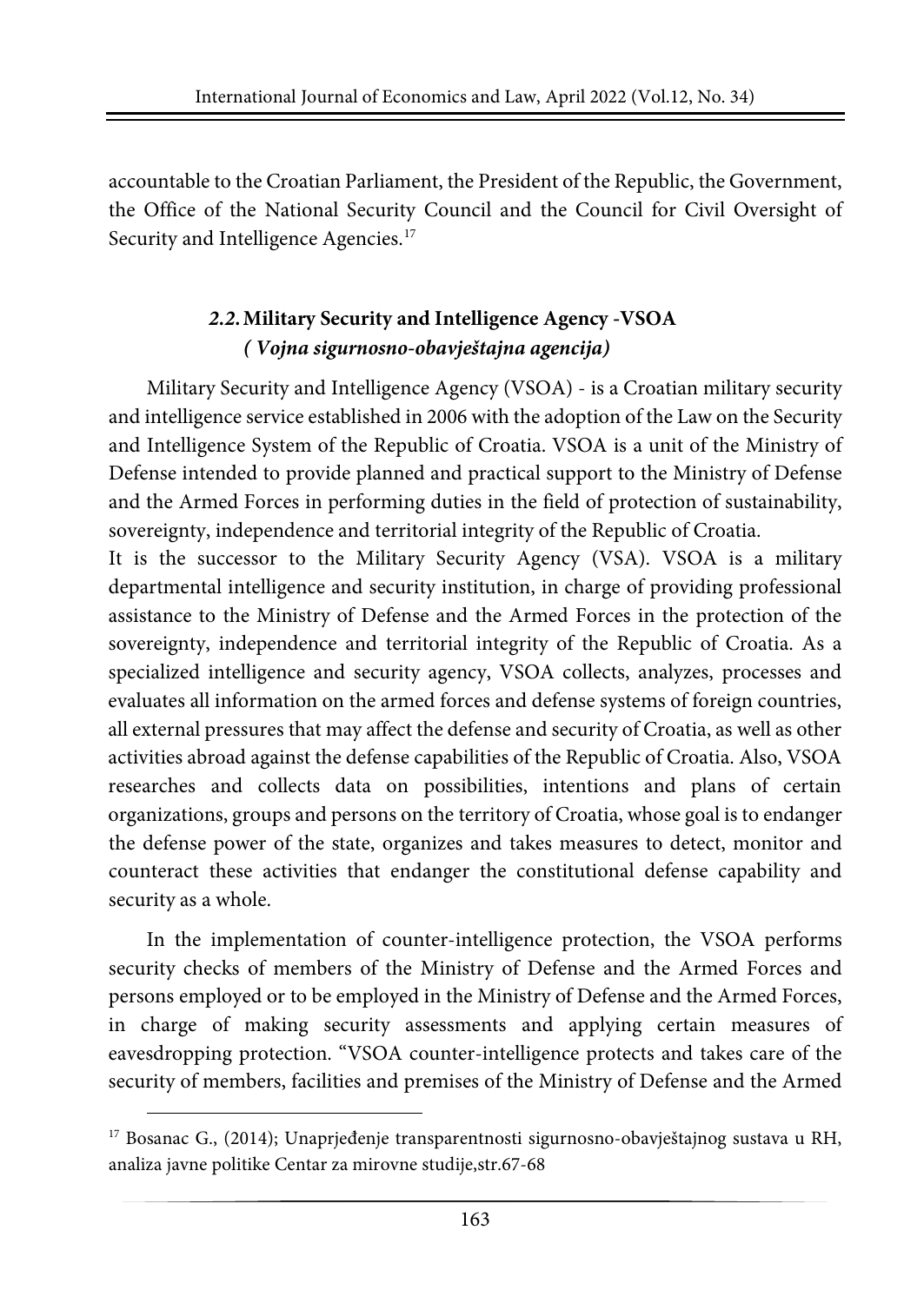accountable to the Croatian Parliament, the President of the Republic, the Government, the Office of the National Security Council and the Council for Civil Oversight of Security and Intelligence Agencies.[17]

## *2.2.* Military Security and Intelligence Agency -VSOA *( Vojna sigurnosno-obavještajna agencija)*

Military Security and Intelligence Agency (VSOA) - is a Croatian military security and intelligence service established in 2006 with the adoption of the Law on the Security and Intelligence System of the Republic of Croatia. VSOA is a unit of the Ministry of Defense intended to provide planned and practical support to the Ministry of Defense and the Armed Forces in performing duties in the field of protection of sustainability, sovereignty, independence and territorial integrity of the Republic of Croatia.
It is the successor to the Military Security Agency (VSA). VSOA is a military departmental intelligence and security institution, in charge of providing professional assistance to the Ministry of Defense and the Armed Forces in the protection of the sovereignty, independence and territorial integrity of the Republic of Croatia. As a specialized intelligence and security agency, VSOA collects, analyzes, processes and evaluates all information on the armed forces and defense systems of foreign countries, all external pressures that may affect the defense and security of Croatia, as well as other activities abroad against the defense capabilities of the Republic of Croatia. Also, VSOA researches and collects data on possibilities, intentions and plans of certain organizations, groups and persons on the territory of Croatia, whose goal is to endanger the defense power of the state, organizes and takes measures to detect, monitor and counteract these activities that endanger the constitutional defense capability and security as a whole.

In the implementation of counter-intelligence protection, the VSOA performs security checks of members of the Ministry of Defense and the Armed Forces and persons employed or to be employed in the Ministry of Defense and the Armed Forces, in charge of making security assessments and applying certain measures of eavesdropping protection. "VSOA counter-intelligence protects and takes care of the security of members, facilities and premises of the Ministry of Defense and the Armed

[17] Bosanac G., (2014); Unaprjeđenje transparentnosti sigurnosno-obavještajnog sustava u RH, analiza javne politike Centar za mirovne studije,str.67-68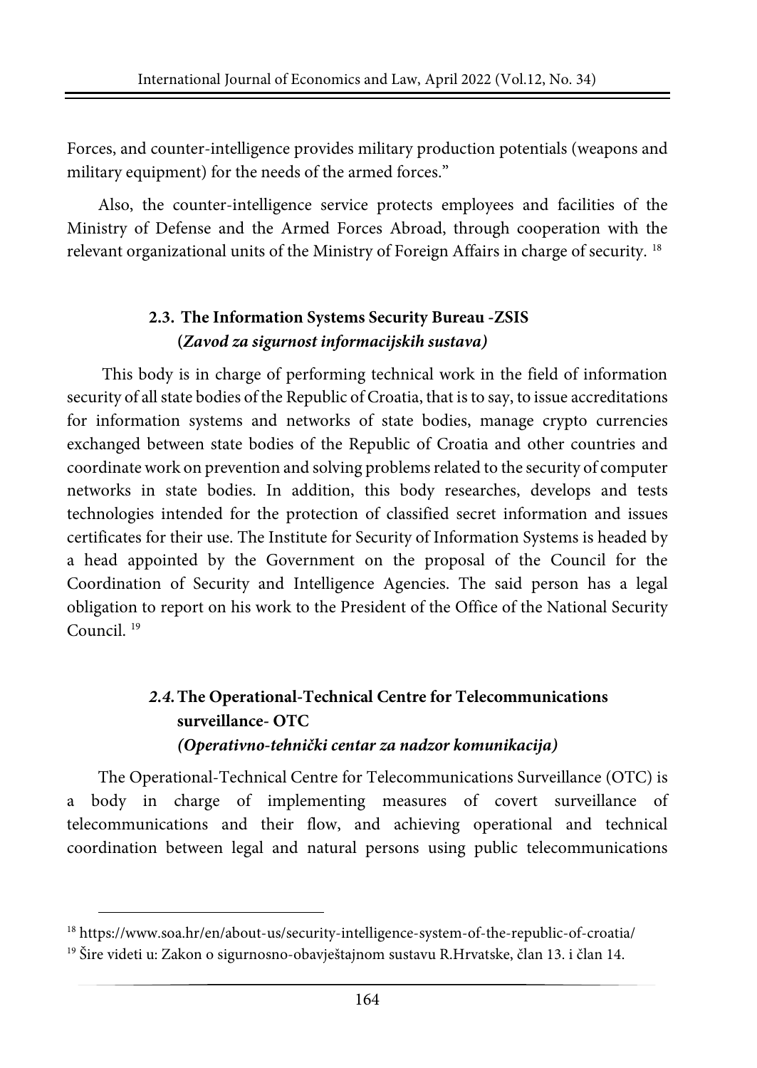Forces, and counter-intelligence provides military production potentials (weapons and military equipment) for the needs of the armed forces."

Also, the counter-intelligence service protects employees and facilities of the Ministry of Defense and the Armed Forces Abroad, through cooperation with the relevant organizational units of the Ministry of Foreign Affairs in charge of security. [18]

### 2.3. The Information Systems Security Bureau -ZSIS (*Zavod za sigurnost informacijskih sustava)*

This body is in charge of performing technical work in the field of information security of all state bodies of the Republic of Croatia, that is to say, to issue accreditations for information systems and networks of state bodies, manage crypto currencies exchanged between state bodies of the Republic of Croatia and other countries and coordinate work on prevention and solving problems related to the security of computer networks in state bodies. In addition, this body researches, develops and tests technologies intended for the protection of classified secret information and issues certificates for their use. The Institute for Security of Information Systems is headed by a head appointed by the Government on the proposal of the Council for the Coordination of Security and Intelligence Agencies. The said person has a legal obligation to report on his work to the President of the Office of the National Security Council. [19]

### *2.4.* The Operational-Technical Centre for Telecommunications surveillance- OTC *(Operativno-tehnički centar za nadzor komunikacija)*

The Operational-Technical Centre for Telecommunications Surveillance (OTC) is a body in charge of implementing measures of covert surveillance of telecommunications and their flow, and achieving operational and technical coordination between legal and natural persons using public telecommunications

---

[18] https://www.soa.hr/en/about-us/security-intelligence-system-of-the-republic-of-croatia/

[19] Šire videti u: Zakon o sigurnosno-obavještajnom sustavu R.Hrvatske, član 13. i član 14.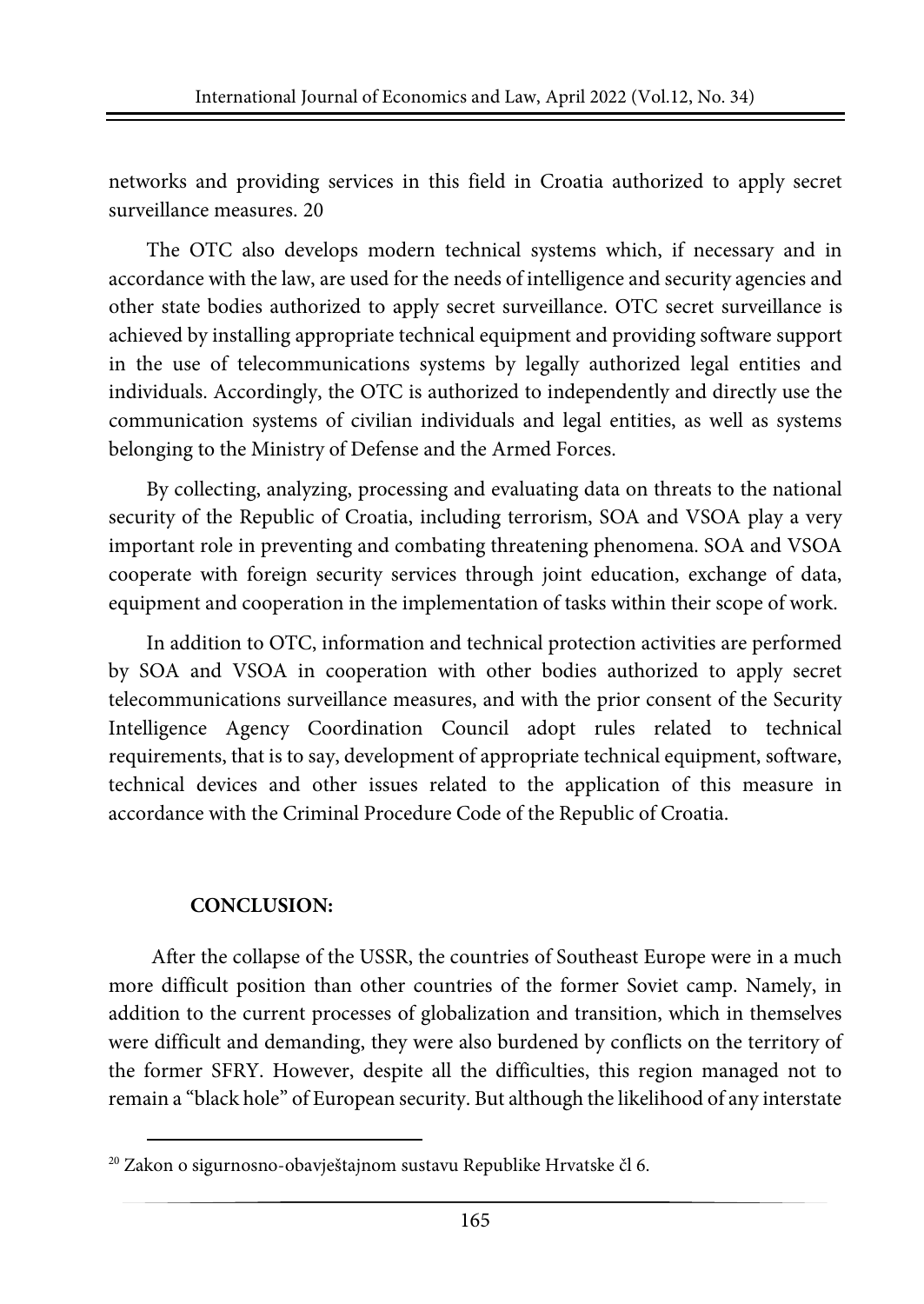networks and providing services in this field in Croatia authorized to apply secret surveillance measures. [20]

The OTC also develops modern technical systems which, if necessary and in accordance with the law, are used for the needs of intelligence and security agencies and other state bodies authorized to apply secret surveillance. OTC secret surveillance is achieved by installing appropriate technical equipment and providing software support in the use of telecommunications systems by legally authorized legal entities and individuals. Accordingly, the OTC is authorized to independently and directly use the communication systems of civilian individuals and legal entities, as well as systems belonging to the Ministry of Defense and the Armed Forces.

By collecting, analyzing, processing and evaluating data on threats to the national security of the Republic of Croatia, including terrorism, SOA and VSOA play a very important role in preventing and combating threatening phenomena. SOA and VSOA cooperate with foreign security services through joint education, exchange of data, equipment and cooperation in the implementation of tasks within their scope of work.

In addition to OTC, information and technical protection activities are performed by SOA and VSOA in cooperation with other bodies authorized to apply secret telecommunications surveillance measures, and with the prior consent of the Security Intelligence Agency Coordination Council adopt rules related to technical requirements, that is to say, development of appropriate technical equipment, software, technical devices and other issues related to the application of this measure in accordance with the Criminal Procedure Code of the Republic of Croatia.

## CONCLUSION:

After the collapse of the USSR, the countries of Southeast Europe were in a much more difficult position than other countries of the former Soviet camp. Namely, in addition to the current processes of globalization and transition, which in themselves were difficult and demanding, they were also burdened by conflicts on the territory of the former SFRY. However, despite all the difficulties, this region managed not to remain a "black hole" of European security. But although the likelihood of any interstate

---

[20] Zakon o sigurnosno-obavještajnom sustavu Republike Hrvatske čl 6.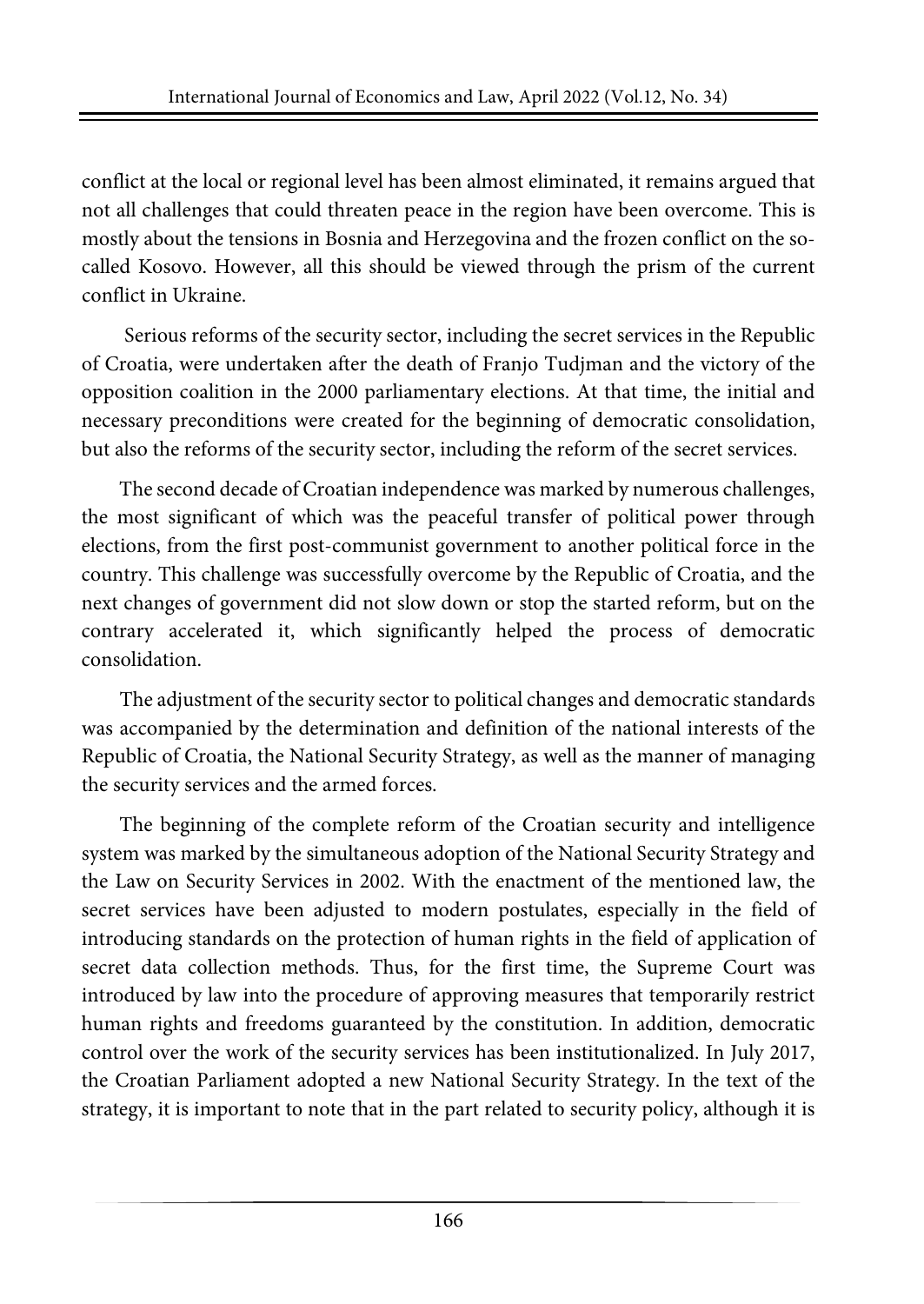conflict at the local or regional level has been almost eliminated, it remains argued that not all challenges that could threaten peace in the region have been overcome. This is mostly about the tensions in Bosnia and Herzegovina and the frozen conflict on the so-called Kosovo. However, all this should be viewed through the prism of the current conflict in Ukraine.

Serious reforms of the security sector, including the secret services in the Republic of Croatia, were undertaken after the death of Franjo Tudjman and the victory of the opposition coalition in the 2000 parliamentary elections. At that time, the initial and necessary preconditions were created for the beginning of democratic consolidation, but also the reforms of the security sector, including the reform of the secret services.

The second decade of Croatian independence was marked by numerous challenges, the most significant of which was the peaceful transfer of political power through elections, from the first post-communist government to another political force in the country. This challenge was successfully overcome by the Republic of Croatia, and the next changes of government did not slow down or stop the started reform, but on the contrary accelerated it, which significantly helped the process of democratic consolidation.

The adjustment of the security sector to political changes and democratic standards was accompanied by the determination and definition of the national interests of the Republic of Croatia, the National Security Strategy, as well as the manner of managing the security services and the armed forces.

The beginning of the complete reform of the Croatian security and intelligence system was marked by the simultaneous adoption of the National Security Strategy and the Law on Security Services in 2002. With the enactment of the mentioned law, the secret services have been adjusted to modern postulates, especially in the field of introducing standards on the protection of human rights in the field of application of secret data collection methods. Thus, for the first time, the Supreme Court was introduced by law into the procedure of approving measures that temporarily restrict human rights and freedoms guaranteed by the constitution. In addition, democratic control over the work of the security services has been institutionalized. In July 2017, the Croatian Parliament adopted a new National Security Strategy. In the text of the strategy, it is important to note that in the part related to security policy, although it is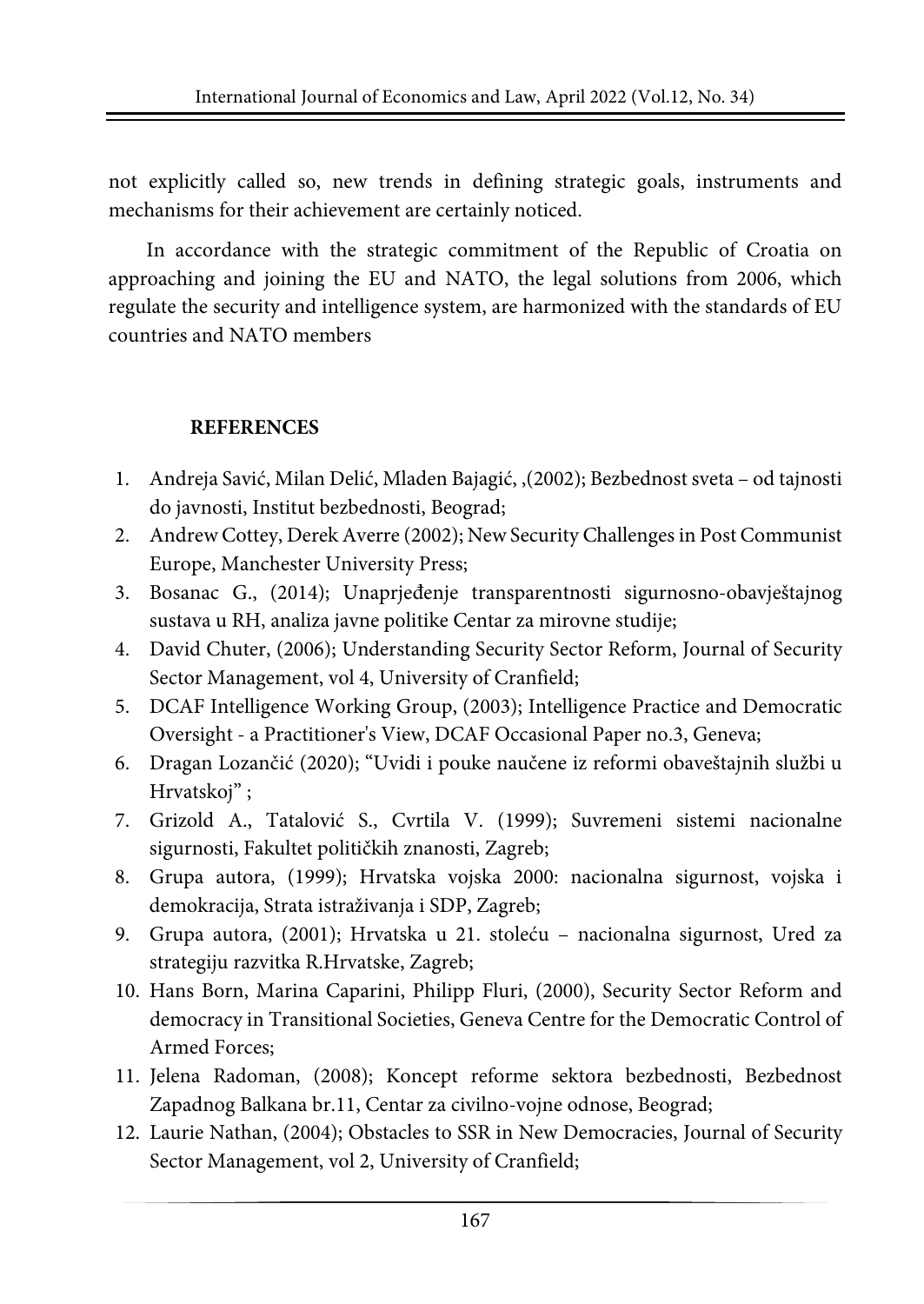not explicitly called so, new trends in defining strategic goals, instruments and mechanisms for their achievement are certainly noticed.

In accordance with the strategic commitment of the Republic of Croatia on approaching and joining the EU and NATO, the legal solutions from 2006, which regulate the security and intelligence system, are harmonized with the standards of EU countries and NATO members

**REFERENCES**

1. Andreja Savić, Milan Delić, Mladen Bajagić, ,(2002); Bezbednost sveta – od tajnosti do javnosti, Institut bezbednosti, Beograd;
2. Andrew Cottey, Derek Averre (2002); New Security Challenges in Post Communist Europe, Manchester University Press;
3. Bosanac G., (2014); Unaprjeđenje transparentnosti sigurnosno-obavještajnog sustava u RH, analiza javne politike Centar za mirovne studije;
4. David Chuter, (2006); Understanding Security Sector Reform, Journal of Security Sector Management, vol 4, University of Cranfield;
5. DCAF Intelligence Working Group, (2003); Intelligence Practice and Democratic Oversight - a Practitioner's View, DCAF Occasional Paper no.3, Geneva;
6. Dragan Lozančić (2020); "Uvidi i pouke naučene iz reformi obaveštajnih službi u Hrvatskoj" ;
7. Grizold A., Tatalović S., Cvrtila V. (1999); Suvremeni sistemi nacionalne sigurnosti, Fakultet političkih znanosti, Zagreb;
8. Grupa autora, (1999); Hrvatska vojska 2000: nacionalna sigurnost, vojska i demokracija, Strata istraživanja i SDP, Zagreb;
9. Grupa autora, (2001); Hrvatska u 21. stoleću – nacionalna sigurnost, Ured za strategiju razvitka R.Hrvatske, Zagreb;
10. Hans Born, Marina Caparini, Philipp Fluri, (2000), Security Sector Reform and democracy in Transitional Societies, Geneva Centre for the Democratic Control of Armed Forces;
11. Jelena Radoman, (2008); Koncept reforme sektora bezbednosti, Bezbednost Zapadnog Balkana br.11, Centar za civilno-vojne odnose, Beograd;
12. Laurie Nathan, (2004); Obstacles to SSR in New Democracies, Journal of Security Sector Management, vol 2, University of Cranfield;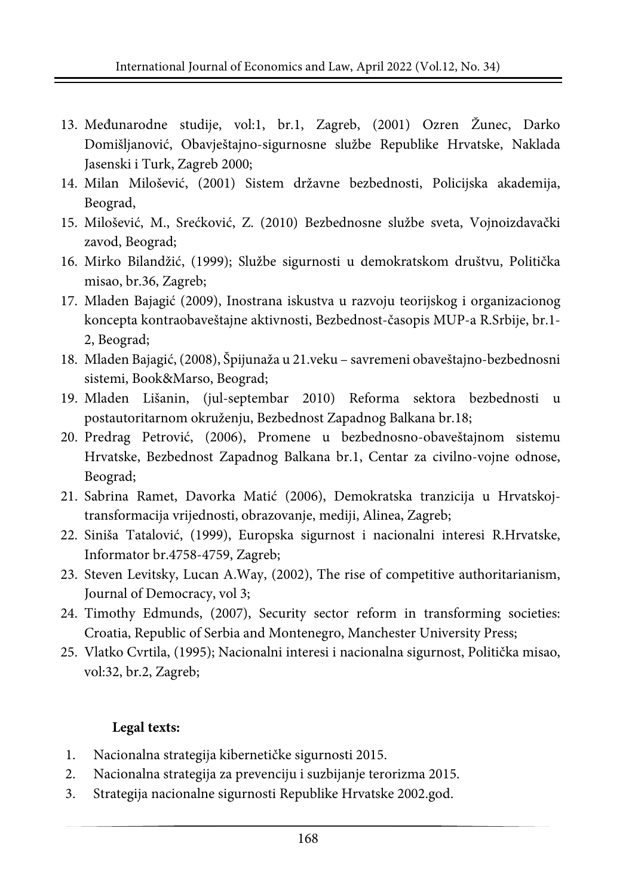13. Međunarodne studije, vol:1, br.1, Zagreb, (2001) Ozren Žunec, Darko Domišljanović, Obavještajno-sigurnosne službe Republike Hrvatske, Naklada Jasenski i Turk, Zagreb 2000;
14. Milan Milošević, (2001) Sistem državne bezbednosti, Policijska akademija, Beograd,
15. Milošević, M., Srećković, Z. (2010) Bezbednosne službe sveta, Vojnoizdavački zavod, Beograd;
16. Mirko Bilandžić, (1999); Službe sigurnosti u demokratskom društvu, Politička misao, br.36, Zagreb;
17. Mladen Bajagić (2009), Inostrana iskustva u razvoju teorijskog i organizacionog koncepta kontraobaveštajne aktivnosti, Bezbednost-časopis MUP-a R.Srbije, br.1-2, Beograd;
18. Mladen Bajagić, (2008), Špijunaža u 21.veku – savremeni obaveštajno-bezbednosni sistemi, Book&Marso, Beograd;
19. Mladen Lišanin, (jul-septembar 2010) Reforma sektora bezbednosti u postautoritarnom okruženju, Bezbednost Zapadnog Balkana br.18;
20. Predrag Petrović, (2006), Promene u bezbednosno-obaveštajnom sistemu Hrvatske, Bezbednost Zapadnog Balkana br.1, Centar za civilno-vojne odnose, Beograd;
21. Sabrina Ramet, Davorka Matić (2006), Demokratska tranzicija u Hrvatskoj-transformacija vrijednosti, obrazovanje, mediji, Alinea, Zagreb;
22. Siniša Tatalović, (1999), Europska sigurnost i nacionalni interesi R.Hrvatske, Informator br.4758-4759, Zagreb;
23. Steven Levitsky, Lucan A.Way, (2002), The rise of competitive authoritarianism, Journal of Democracy, vol 3;
24. Timothy Edmunds, (2007), Security sector reform in transforming societies: Croatia, Republic of Serbia and Montenegro, Manchester University Press;
25. Vlatko Cvrtila, (1995); Nacionalni interesi i nacionalna sigurnost, Politička misao, vol:32, br.2, Zagreb;

**Legal texts:**

1. Nacionalna strategija kibernetičke sigurnosti 2015.
2. Nacionalna strategija za prevenciju i suzbijanje terorizma 2015.
3. Strategija nacionalne sigurnosti Republike Hrvatske 2002.god.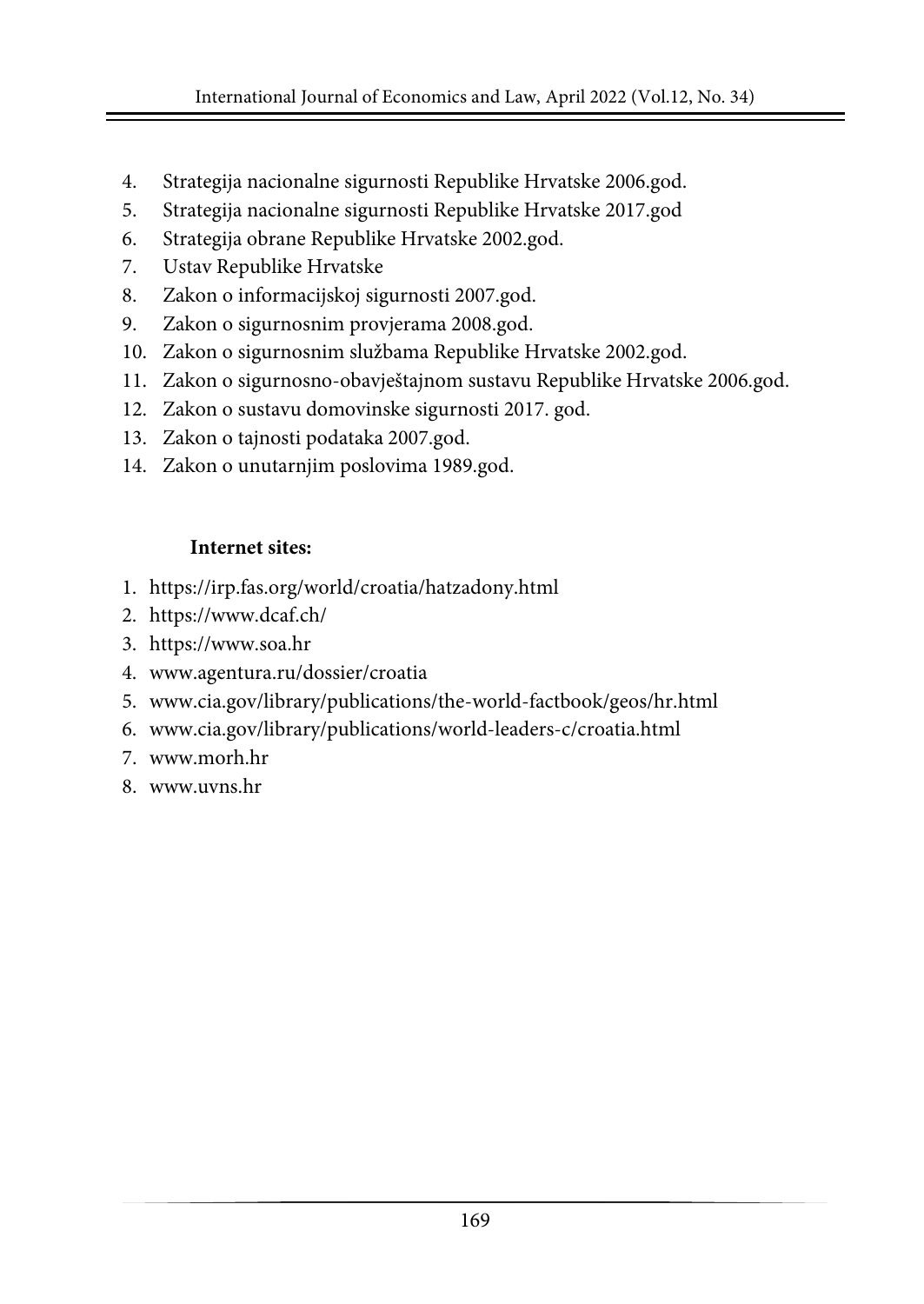4. Strategija nacionalne sigurnosti Republike Hrvatske 2006.god.
5. Strategija nacionalne sigurnosti Republike Hrvatske 2017.god
6. Strategija obrane Republike Hrvatske 2002.god.
7. Ustav Republike Hrvatske
8. Zakon o informacijskoj sigurnosti 2007.god.
9. Zakon o sigurnosnim provjerama 2008.god.
10. Zakon o sigurnosnim službama Republike Hrvatske 2002.god.
11. Zakon o sigurnosno-obavještajnom sustavu Republike Hrvatske 2006.god.
12. Zakon o sustavu domovinske sigurnosti 2017. god.
13. Zakon o tajnosti podataka 2007.god.
14. Zakon o unutarnjim poslovima 1989.god.

**Internet sites:**

1. https://irp.fas.org/world/croatia/hatzadony.html
2. https://www.dcaf.ch/
3. https://www.soa.hr
4. www.agentura.ru/dossier/croatia
5. www.cia.gov/library/publications/the-world-factbook/geos/hr.html
6. www.cia.gov/library/publications/world-leaders-c/croatia.html
7. www.morh.hr
8. www.uvns.hr